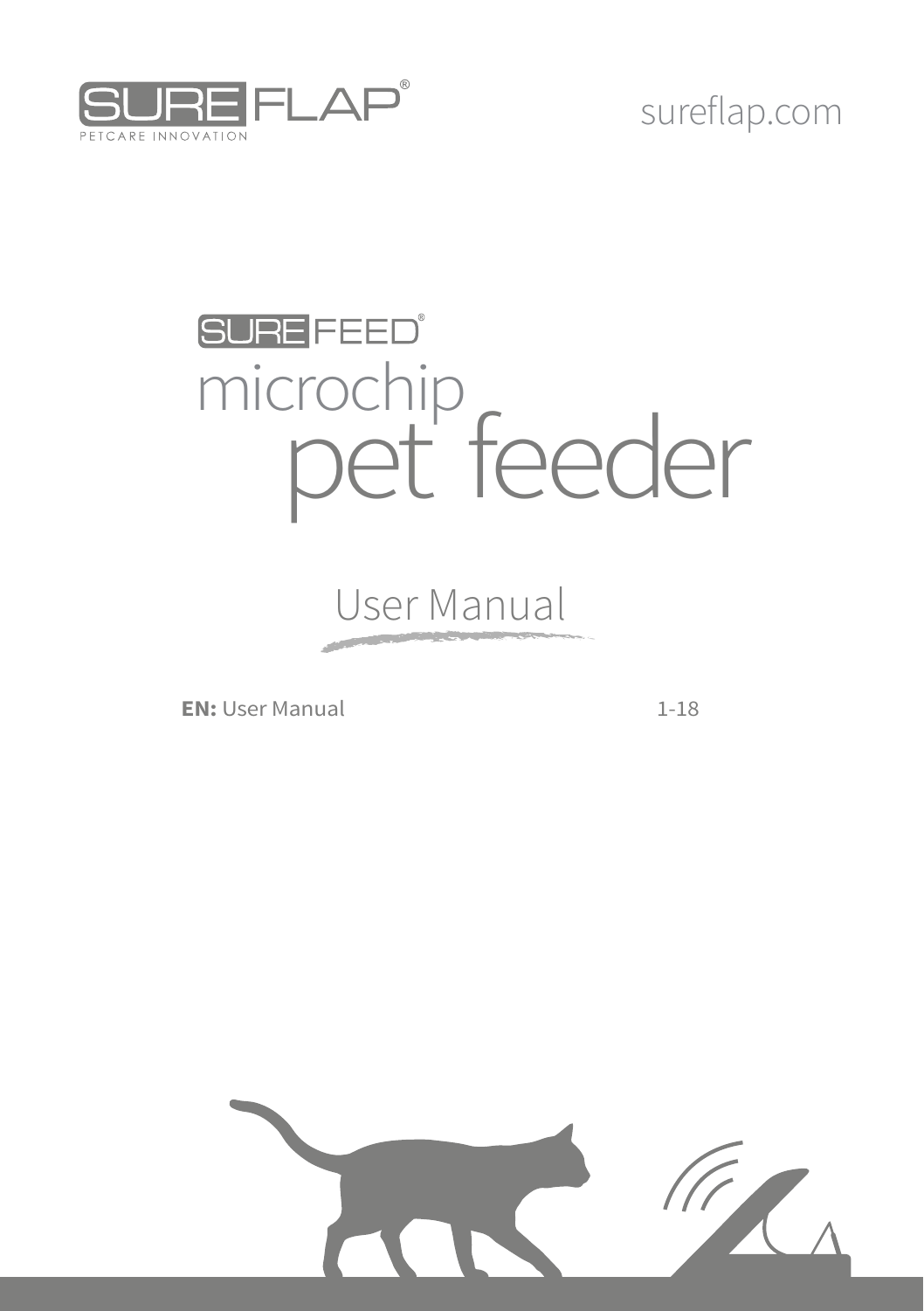SUREFLAP®
PETCARE INNOVATION

sureflap.com

# SUREFEED® microchip pet feeder

## User Manual

**EN:** User Manual 1-18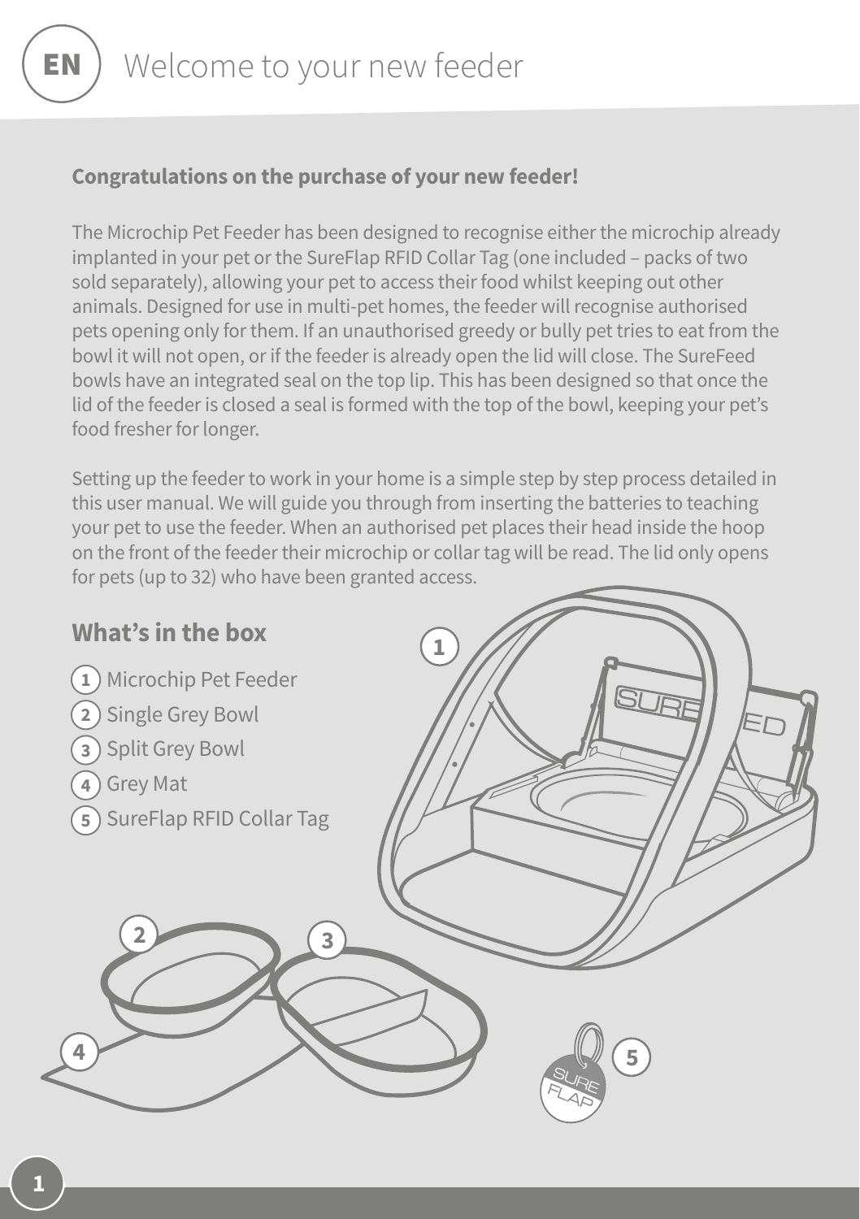# Welcome to your new feeder

**Congratulations on the purchase of your new feeder!**

The Microchip Pet Feeder has been designed to recognise either the microchip already implanted in your pet or the SureFlap RFID Collar Tag (one included – packs of two sold separately), allowing your pet to access their food whilst keeping out other animals. Designed for use in multi-pet homes, the feeder will recognise authorised pets opening only for them. If an unauthorised greedy or bully pet tries to eat from the bowl it will not open, or if the feeder is already open the lid will close. The SureFeed bowls have an integrated seal on the top lip. This has been designed so that once the lid of the feeder is closed a seal is formed with the top of the bowl, keeping your pet's food fresher for longer.

Setting up the feeder to work in your home is a simple step by step process detailed in this user manual. We will guide you through from inserting the batteries to teaching your pet to use the feeder. When an authorised pet places their head inside the hoop on the front of the feeder their microchip or collar tag will be read. The lid only opens for pets (up to 32) who have been granted access.

## What's in the box

1. Microchip Pet Feeder
2. Single Grey Bowl
3. Split Grey Bowl
4. Grey Mat
5. SureFlap RFID Collar Tag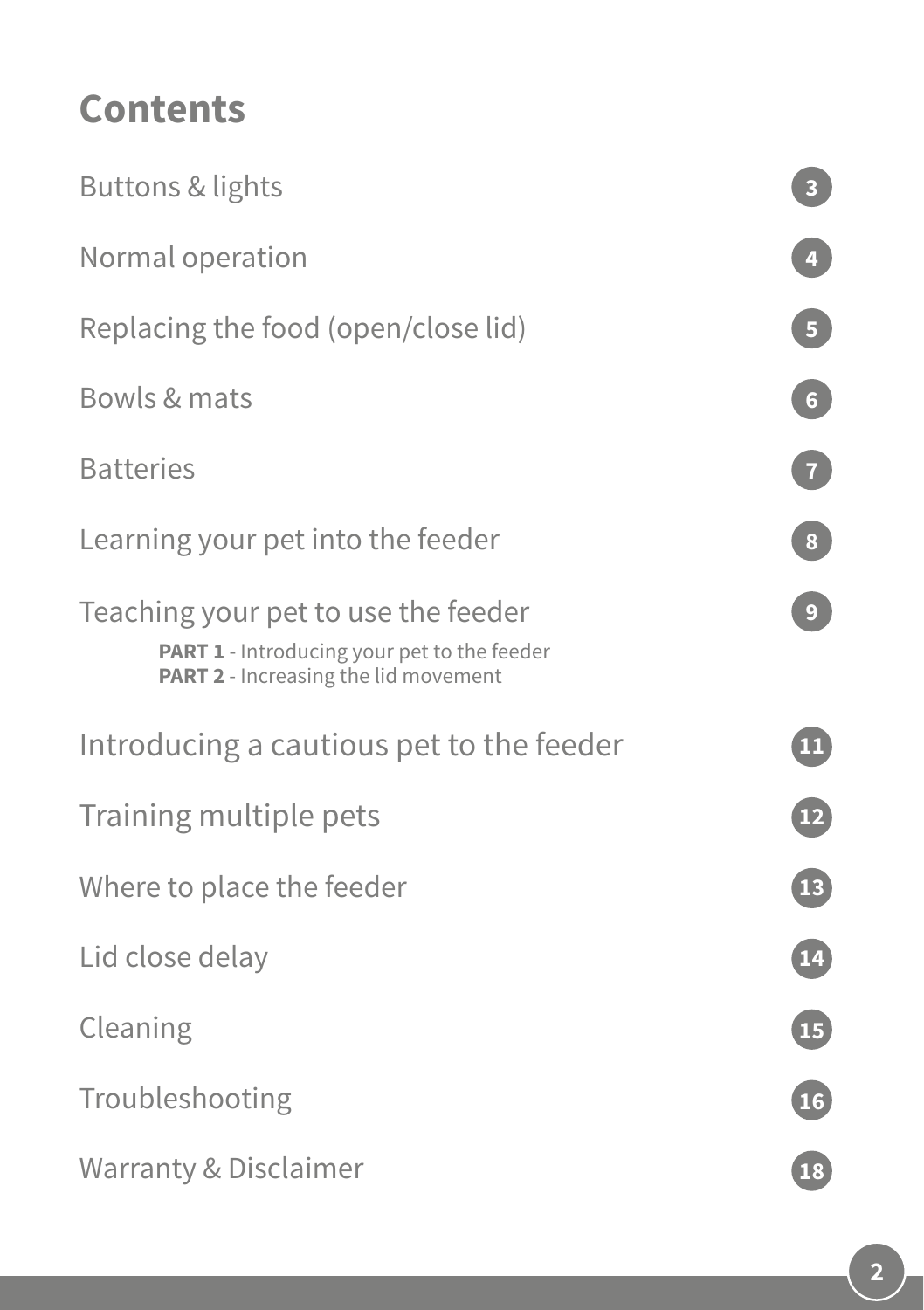# Contents

| Section | Page |
| --- | --- |
| Buttons & lights | 3 |
| Normal operation | 4 |
| Replacing the food (open/close lid) | 5 |
| Bowls & mats | 6 |
| Batteries | 7 |
| Learning your pet into the feeder | 8 |
| Teaching your pet to use the feeder<br>**PART 1** - Introducing your pet to the feeder<br>**PART 2** - Increasing the lid movement | 9 |
| Introducing a cautious pet to the feeder | 11 |
| Training multiple pets | 12 |
| Where to place the feeder | 13 |
| Lid close delay | 14 |
| Cleaning | 15 |
| Troubleshooting | 16 |
| Warranty & Disclaimer | 18 |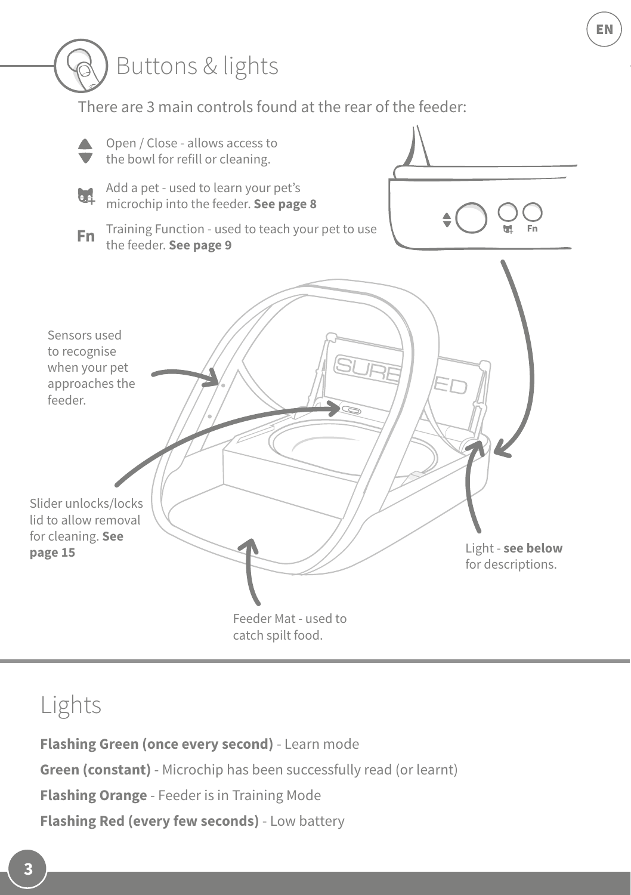# Buttons & lights

There are 3 main controls found at the rear of the feeder:

- Open / Close - allows access to the bowl for refill or cleaning.
- Add a pet - used to learn your pet's microchip into the feeder. **See page 8**
- Fn — Training Function - used to teach your pet to use the feeder. **See page 9**

Sensors used to recognise when your pet approaches the feeder.

Slider unlocks/locks lid to allow removal for cleaning. **See page 15**

Feeder Mat - used to catch spilt food.

Light - **see below** for descriptions.

## Lights

**Flashing Green (once every second)** - Learn mode

**Green (constant)** - Microchip has been successfully read (or learnt)

**Flashing Orange** - Feeder is in Training Mode

**Flashing Red (every few seconds)** - Low battery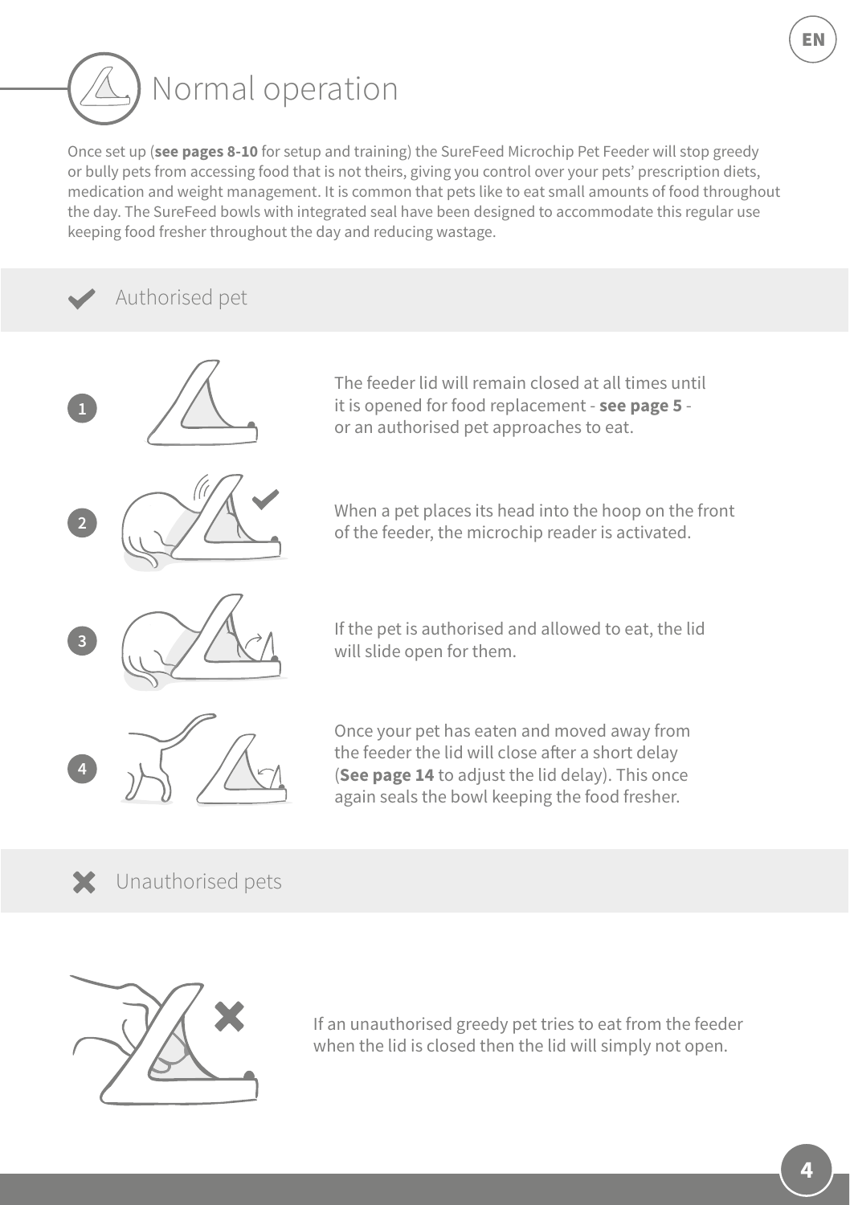# Normal operation

Once set up (**see pages 8-10** for setup and training) the SureFeed Microchip Pet Feeder will stop greedy or bully pets from accessing food that is not theirs, giving you control over your pets' prescription diets, medication and weight management. It is common that pets like to eat small amounts of food throughout the day. The SureFeed bowls with integrated seal have been designed to accommodate this regular use keeping food fresher throughout the day and reducing wastage.

## Authorised pet

1. The feeder lid will remain closed at all times until it is opened for food replacement - **see page 5** - or an authorised pet approaches to eat.

2. When a pet places its head into the hoop on the front of the feeder, the microchip reader is activated.

3. If the pet is authorised and allowed to eat, the lid will slide open for them.

4. Once your pet has eaten and moved away from the feeder the lid will close after a short delay (**See page 14** to adjust the lid delay). This once again seals the bowl keeping the food fresher.

## Unauthorised pets

If an unauthorised greedy pet tries to eat from the feeder when the lid is closed then the lid will simply not open.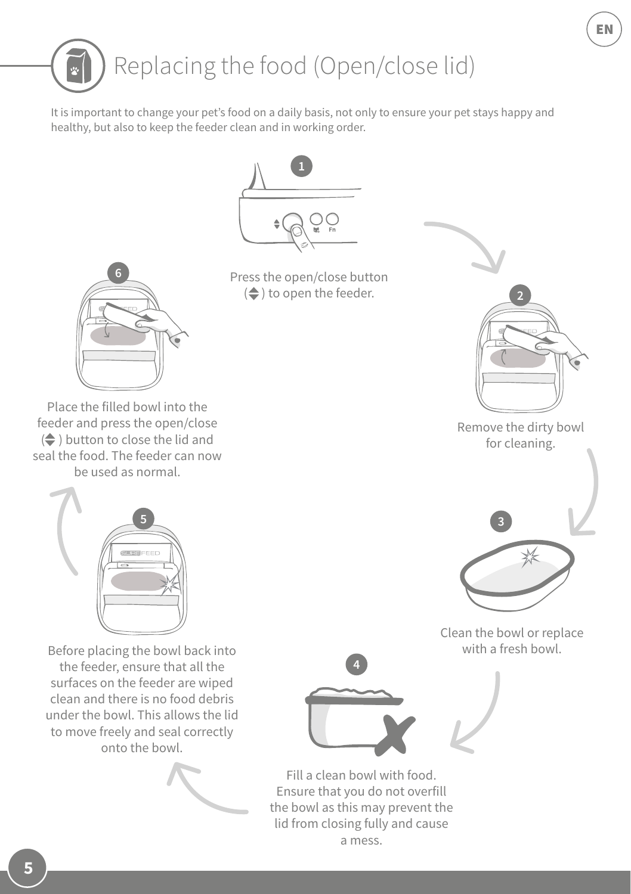# Replacing the food (Open/close lid)

It is important to change your pet's food on a daily basis, not only to ensure your pet stays happy and healthy, but also to keep the feeder clean and in working order.

1. Press the open/close button (⬍) to open the feeder.
2. Remove the dirty bowl for cleaning.
3. Clean the bowl or replace with a fresh bowl.
4. Fill a clean bowl with food. Ensure that you do not overfill the bowl as this may prevent the lid from closing fully and cause a mess.
5. Before placing the bowl back into the feeder, ensure that all the surfaces on the feeder are wiped clean and there is no food debris under the bowl. This allows the lid to move freely and seal correctly onto the bowl.
6. Place the filled bowl into the feeder and press the open/close (⬍) button to close the lid and seal the food. The feeder can now be used as normal.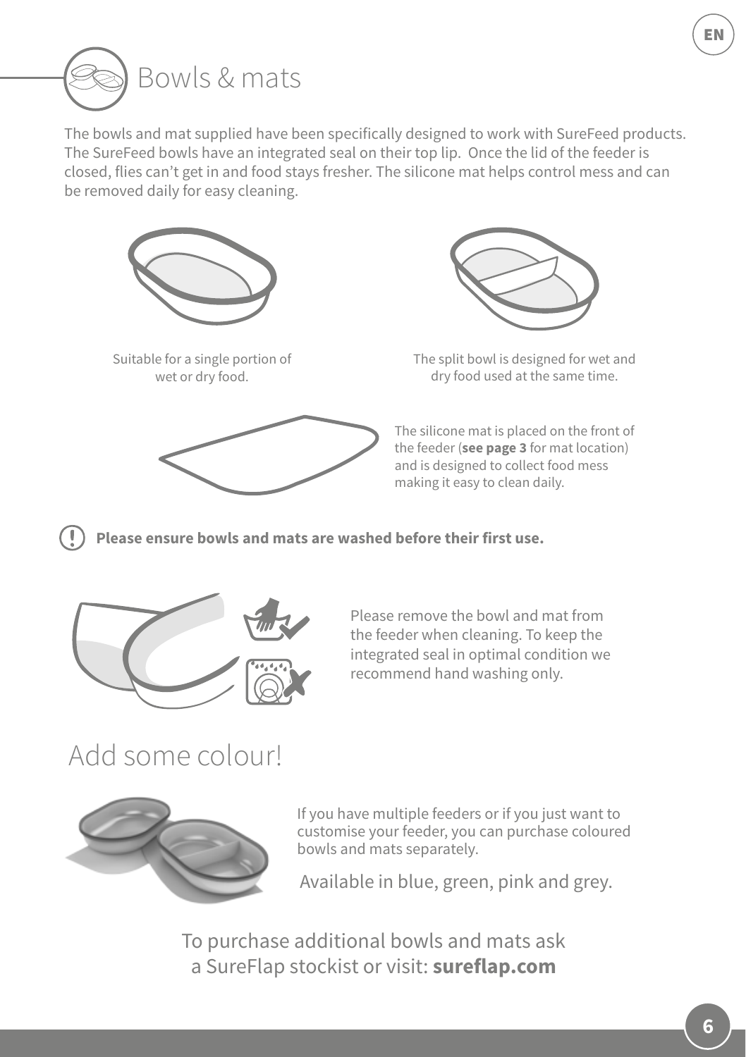# Bowls & mats

The bowls and mat supplied have been specifically designed to work with SureFeed products. The SureFeed bowls have an integrated seal on their top lip. Once the lid of the feeder is closed, flies can't get in and food stays fresher. The silicone mat helps control mess and can be removed daily for easy cleaning.

Suitable for a single portion of wet or dry food.

The split bowl is designed for wet and dry food used at the same time.

The silicone mat is placed on the front of the feeder (**see page 3** for mat location) and is designed to collect food mess making it easy to clean daily.

**Please ensure bowls and mats are washed before their first use.**

Please remove the bowl and mat from the feeder when cleaning. To keep the integrated seal in optimal condition we recommend hand washing only.

# Add some colour!

If you have multiple feeders or if you just want to customise your feeder, you can purchase coloured bowls and mats separately.

Available in blue, green, pink and grey.

To purchase additional bowls and mats ask a SureFlap stockist or visit: **sureflap.com**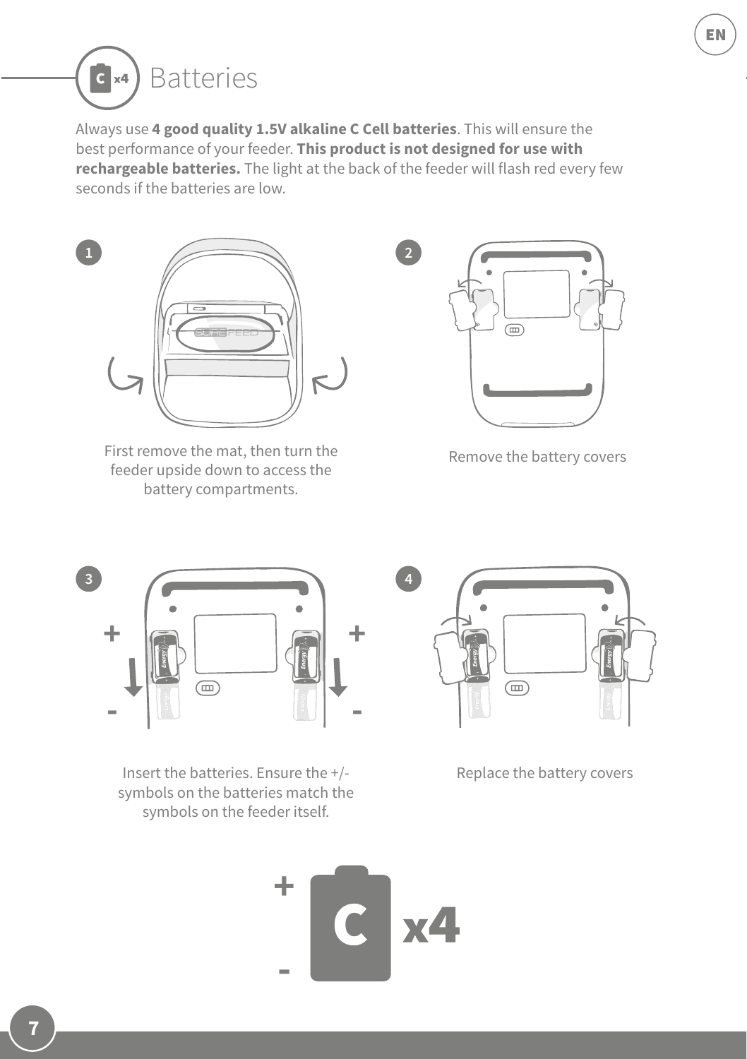# Batteries

Always use **4 good quality 1.5V alkaline C Cell batteries**. This will ensure the best performance of your feeder. **This product is not designed for use with rechargeable batteries.** The light at the back of the feeder will flash red every few seconds if the batteries are low.

1. First remove the mat, then turn the feeder upside down to access the battery compartments.

2. Remove the battery covers

3. Insert the batteries. Ensure the +/- symbols on the batteries match the symbols on the feeder itself.

4. Replace the battery covers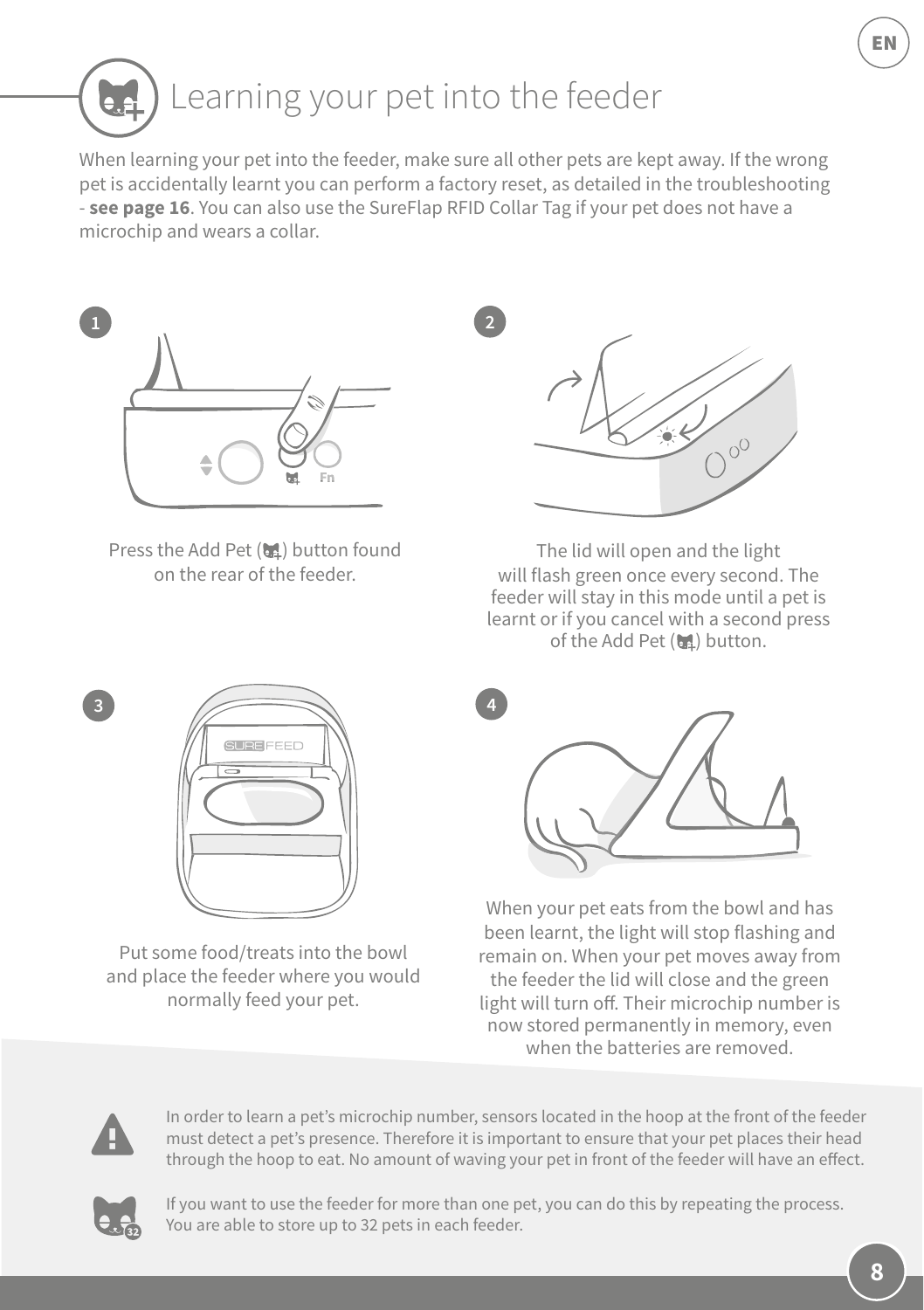# Learning your pet into the feeder

When learning your pet into the feeder, make sure all other pets are kept away. If the wrong pet is accidentally learnt you can perform a factory reset, as detailed in the troubleshooting - **see page 16**. You can also use the SureFlap RFID Collar Tag if your pet does not have a microchip and wears a collar.

1. Press the Add Pet ( ) button found on the rear of the feeder.

2. The lid will open and the light will flash green once every second. The feeder will stay in this mode until a pet is learnt or if you cancel with a second press of the Add Pet ( ) button.

3. Put some food/treats into the bowl and place the feeder where you would normally feed your pet.

4. When your pet eats from the bowl and has been learnt, the light will stop flashing and remain on. When your pet moves away from the feeder the lid will close and the green light will turn off. Their microchip number is now stored permanently in memory, even when the batteries are removed.

In order to learn a pet's microchip number, sensors located in the hoop at the front of the feeder must detect a pet's presence. Therefore it is important to ensure that your pet places their head through the hoop to eat. No amount of waving your pet in front of the feeder will have an effect.

If you want to use the feeder for more than one pet, you can do this by repeating the process. You are able to store up to 32 pets in each feeder.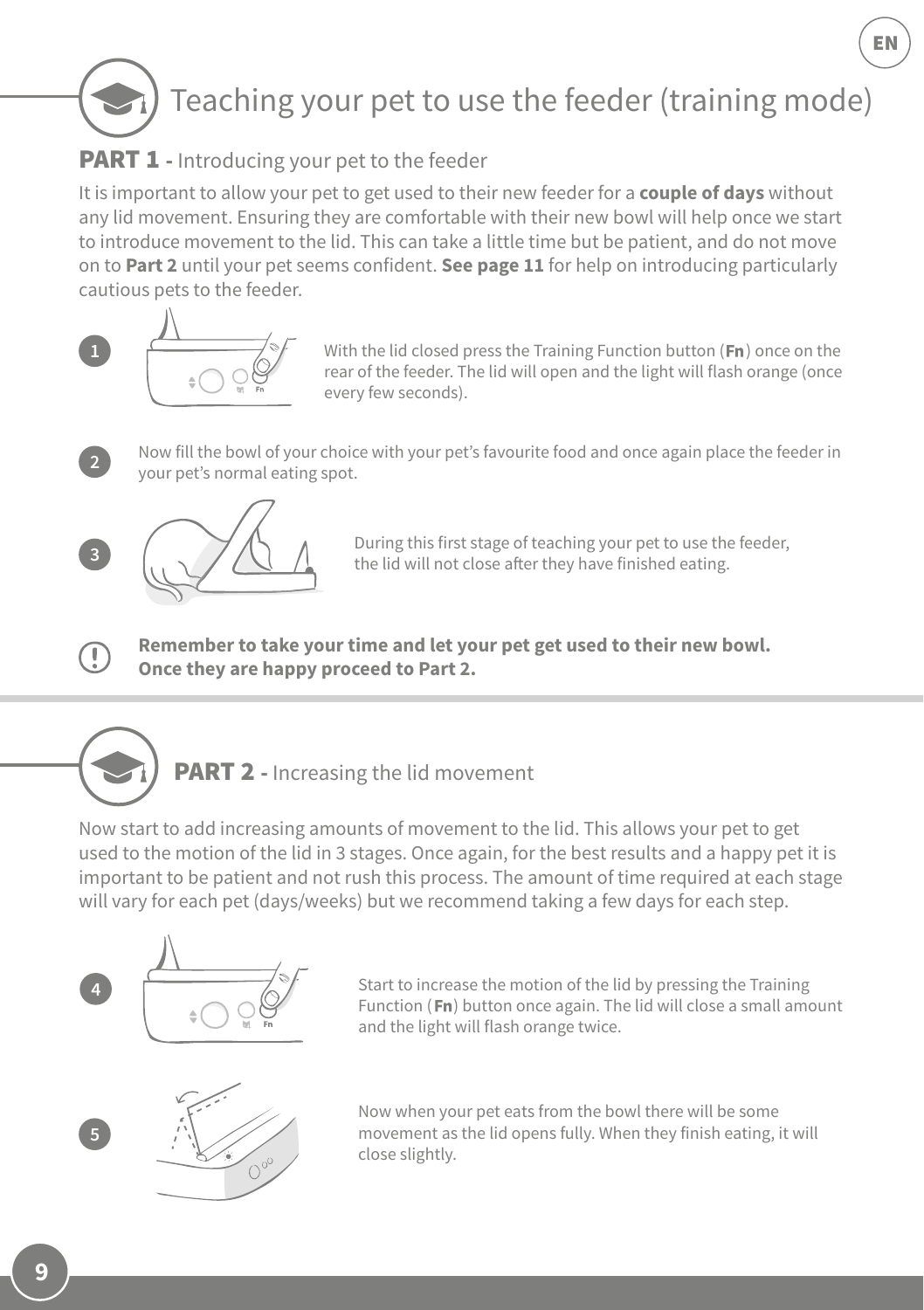# Teaching your pet to use the feeder (training mode)

## PART 1 - Introducing your pet to the feeder

It is important to allow your pet to get used to their new feeder for a **couple of days** without any lid movement. Ensuring they are comfortable with their new bowl will help once we start to introduce movement to the lid. This can take a little time but be patient, and do not move on to **Part 2** until your pet seems confident. **See page 11** for help on introducing particularly cautious pets to the feeder.

1. With the lid closed press the Training Function button (**Fn**) once on the rear of the feeder. The lid will open and the light will flash orange (once every few seconds).

2. Now fill the bowl of your choice with your pet's favourite food and once again place the feeder in your pet's normal eating spot.

3. During this first stage of teaching your pet to use the feeder, the lid will not close after they have finished eating.

**Remember to take your time and let your pet get used to their new bowl. Once they are happy proceed to Part 2.**

## PART 2 - Increasing the lid movement

Now start to add increasing amounts of movement to the lid. This allows your pet to get used to the motion of the lid in 3 stages. Once again, for the best results and a happy pet it is important to be patient and not rush this process. The amount of time required at each stage will vary for each pet (days/weeks) but we recommend taking a few days for each step.

4. Start to increase the motion of the lid by pressing the Training Function (**Fn**) button once again. The lid will close a small amount and the light will flash orange twice.

5. Now when your pet eats from the bowl there will be some movement as the lid opens fully. When they finish eating, it will close slightly.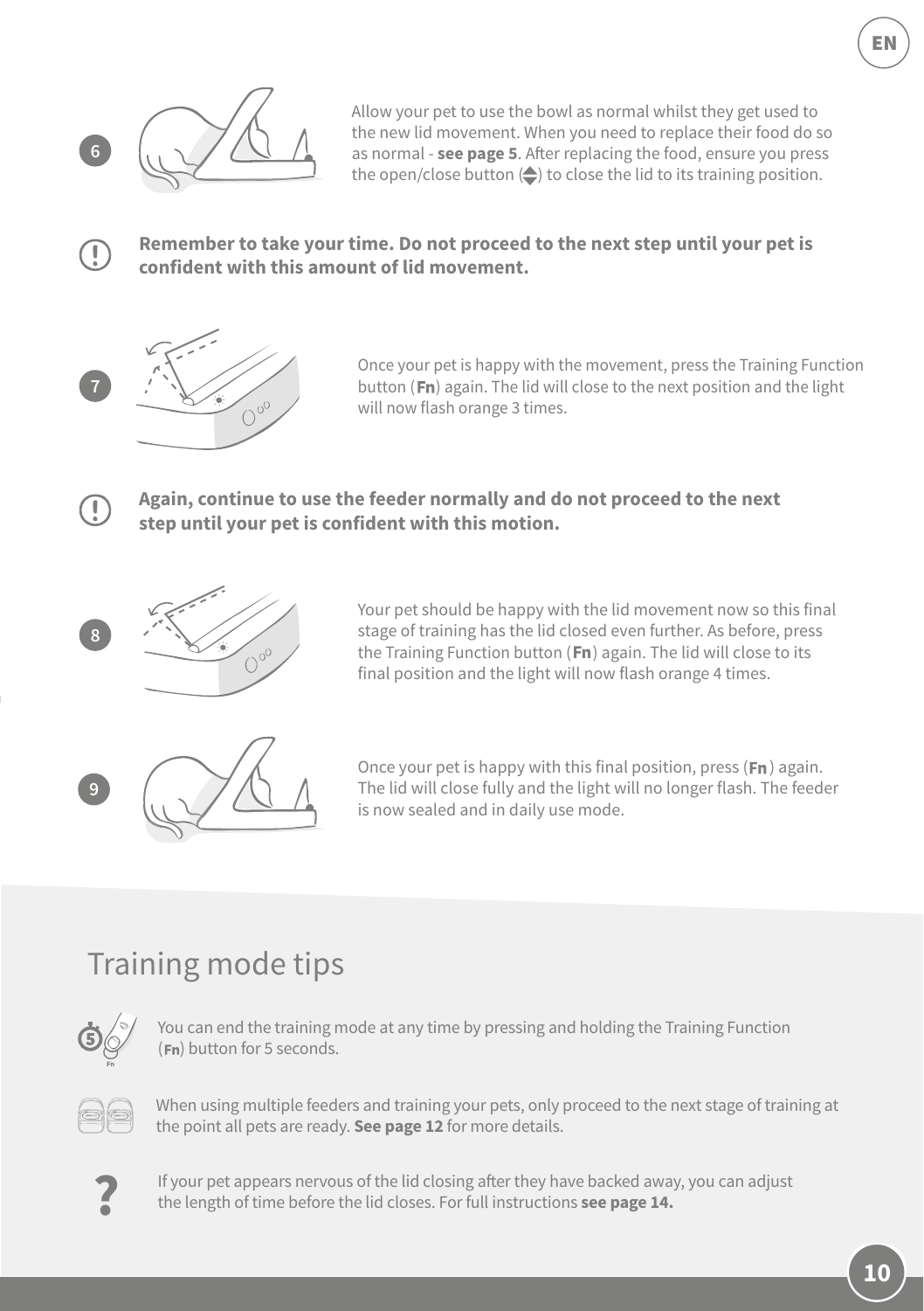6. Allow your pet to use the bowl as normal whilst they get used to the new lid movement. When you need to replace their food do so as normal - **see page 5**. After replacing the food, ensure you press the open/close button (⏶⏷) to close the lid to its training position.

**Remember to take your time. Do not proceed to the next step until your pet is confident with this amount of lid movement.**

7. Once your pet is happy with the movement, press the Training Function button (**Fn**) again. The lid will close to the next position and the light will now flash orange 3 times.

**Again, continue to use the feeder normally and do not proceed to the next step until your pet is confident with this motion.**

8. Your pet should be happy with the lid movement now so this final stage of training has the lid closed even further. As before, press the Training Function button (**Fn**) again. The lid will close to its final position and the light will now flash orange 4 times.

9. Once your pet is happy with this final position, press (**Fn**) again. The lid will close fully and the light will no longer flash. The feeder is now sealed and in daily use mode.

## Training mode tips

You can end the training mode at any time by pressing and holding the Training Function (**Fn**) button for 5 seconds.

When using multiple feeders and training your pets, only proceed to the next stage of training at the point all pets are ready. **See page 12** for more details.

If your pet appears nervous of the lid closing after they have backed away, you can adjust the length of time before the lid closes. For full instructions **see page 14.**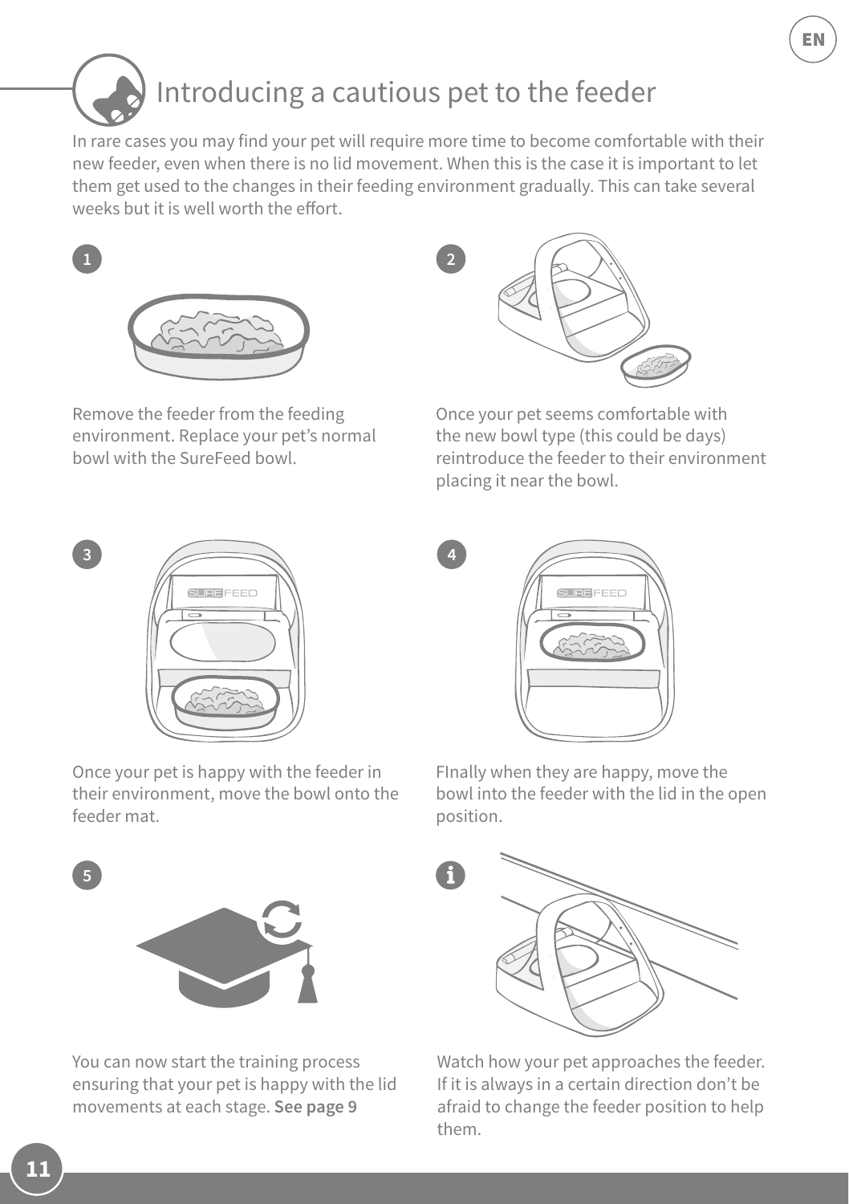# Introducing a cautious pet to the feeder

In rare cases you may find your pet will require more time to become comfortable with their new feeder, even when there is no lid movement. When this is the case it is important to let them get used to the changes in their feeding environment gradually. This can take several weeks but it is well worth the effort.

1. Remove the feeder from the feeding environment. Replace your pet's normal bowl with the SureFeed bowl.

2. Once your pet seems comfortable with the new bowl type (this could be days) reintroduce the feeder to their environment placing it near the bowl.

3. Once your pet is happy with the feeder in their environment, move the bowl onto the feeder mat.

4. FInally when they are happy, move the bowl into the feeder with the lid in the open position.

5. You can now start the training process ensuring that your pet is happy with the lid movements at each stage. **See page 9**

i. Watch how your pet approaches the feeder. If it is always in a certain direction don't be afraid to change the feeder position to help them.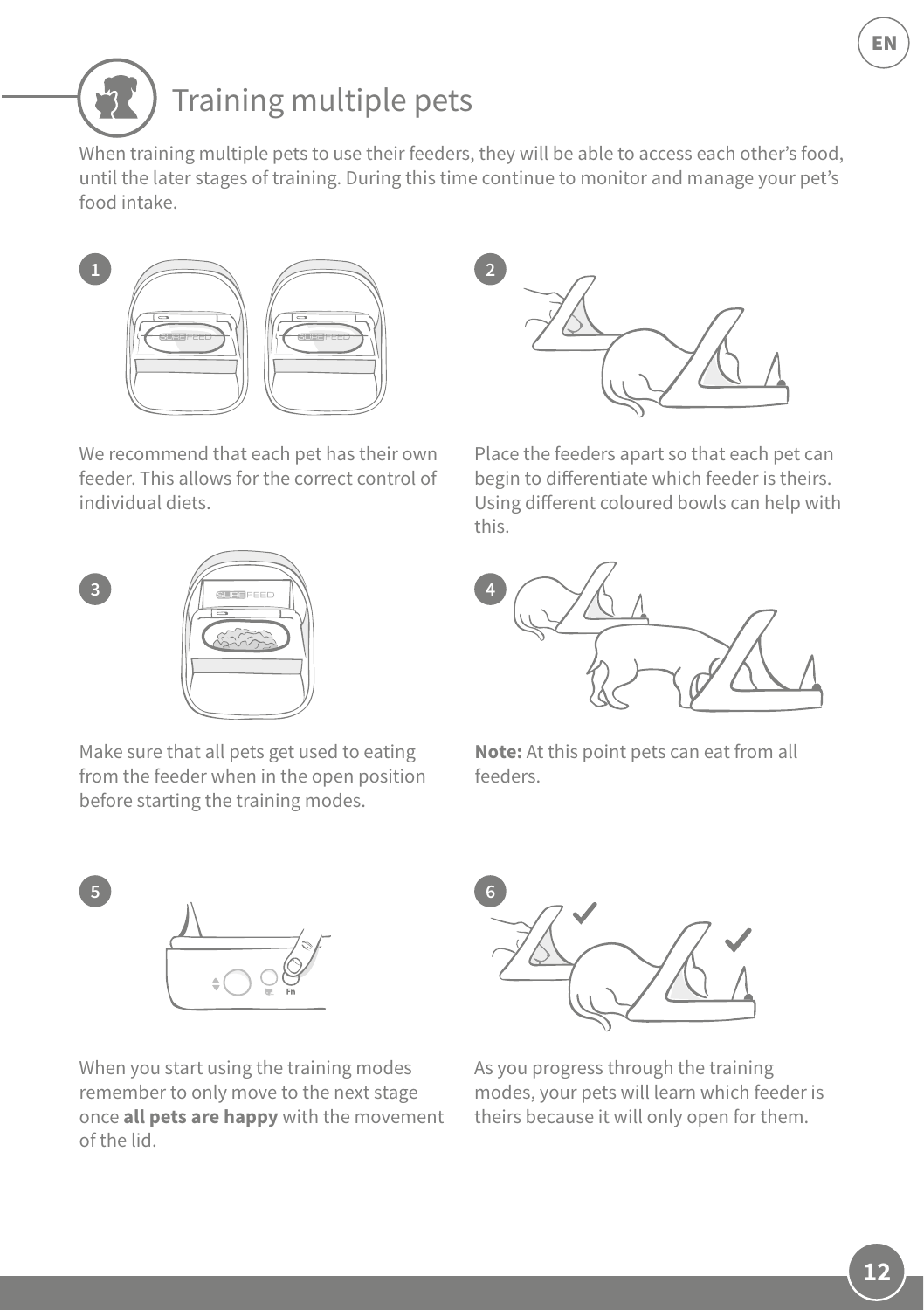# Training multiple pets

When training multiple pets to use their feeders, they will be able to access each other's food, until the later stages of training. During this time continue to monitor and manage your pet's food intake.

1. We recommend that each pet has their own feeder. This allows for the correct control of individual diets.

2. Place the feeders apart so that each pet can begin to differentiate which feeder is theirs. Using different coloured bowls can help with this.

3. Make sure that all pets get used to eating from the feeder when in the open position before starting the training modes.

4. **Note:** At this point pets can eat from all feeders.

5. When you start using the training modes remember to only move to the next stage once **all pets are happy** with the movement of the lid.

6. As you progress through the training modes, your pets will learn which feeder is theirs because it will only open for them.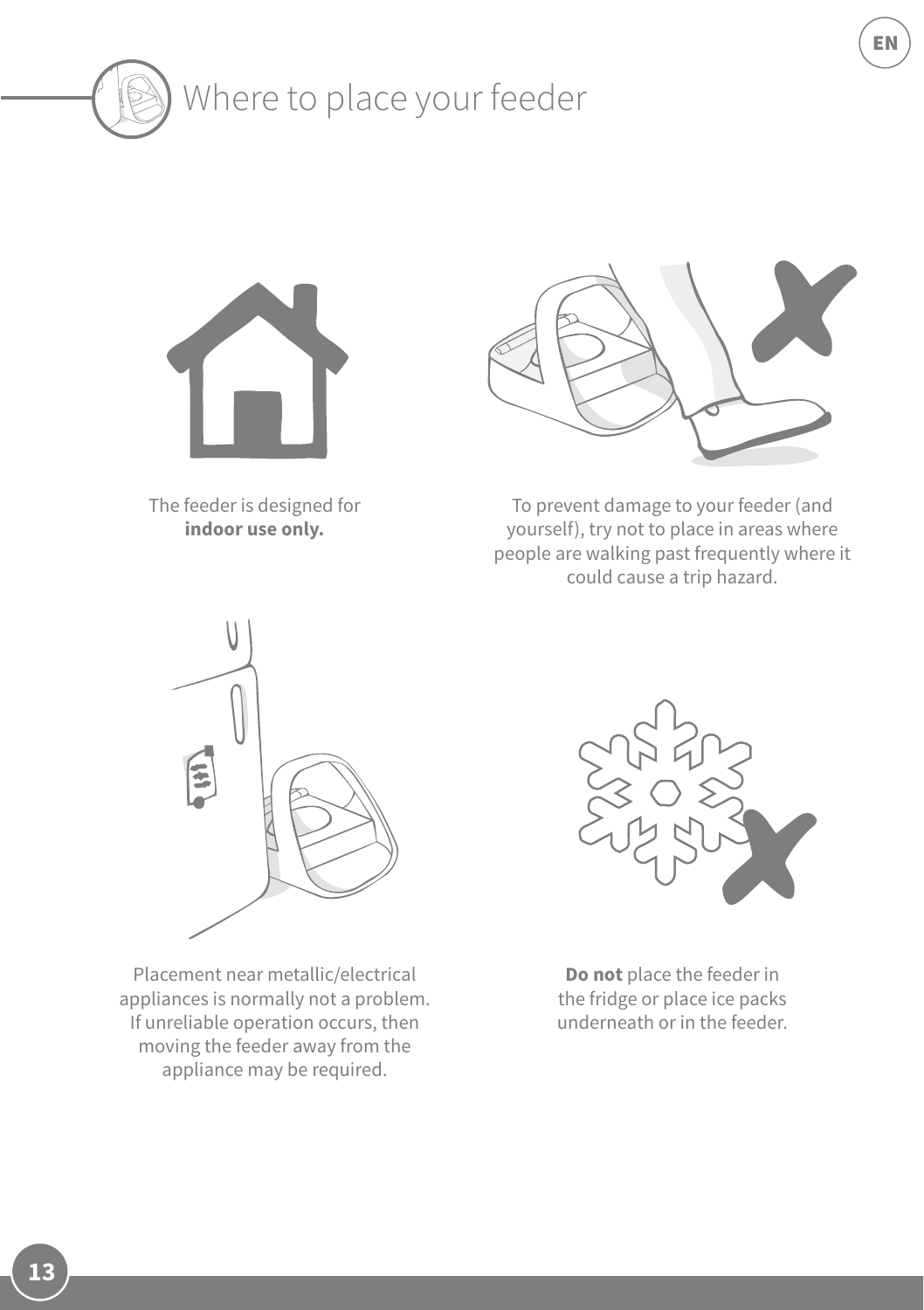# Where to place your feeder

The feeder is designed for **indoor use only.**

To prevent damage to your feeder (and yourself), try not to place in areas where people are walking past frequently where it could cause a trip hazard.

Placement near metallic/electrical appliances is normally not a problem. If unreliable operation occurs, then moving the feeder away from the appliance may be required.

**Do not** place the feeder in the fridge or place ice packs underneath or in the feeder.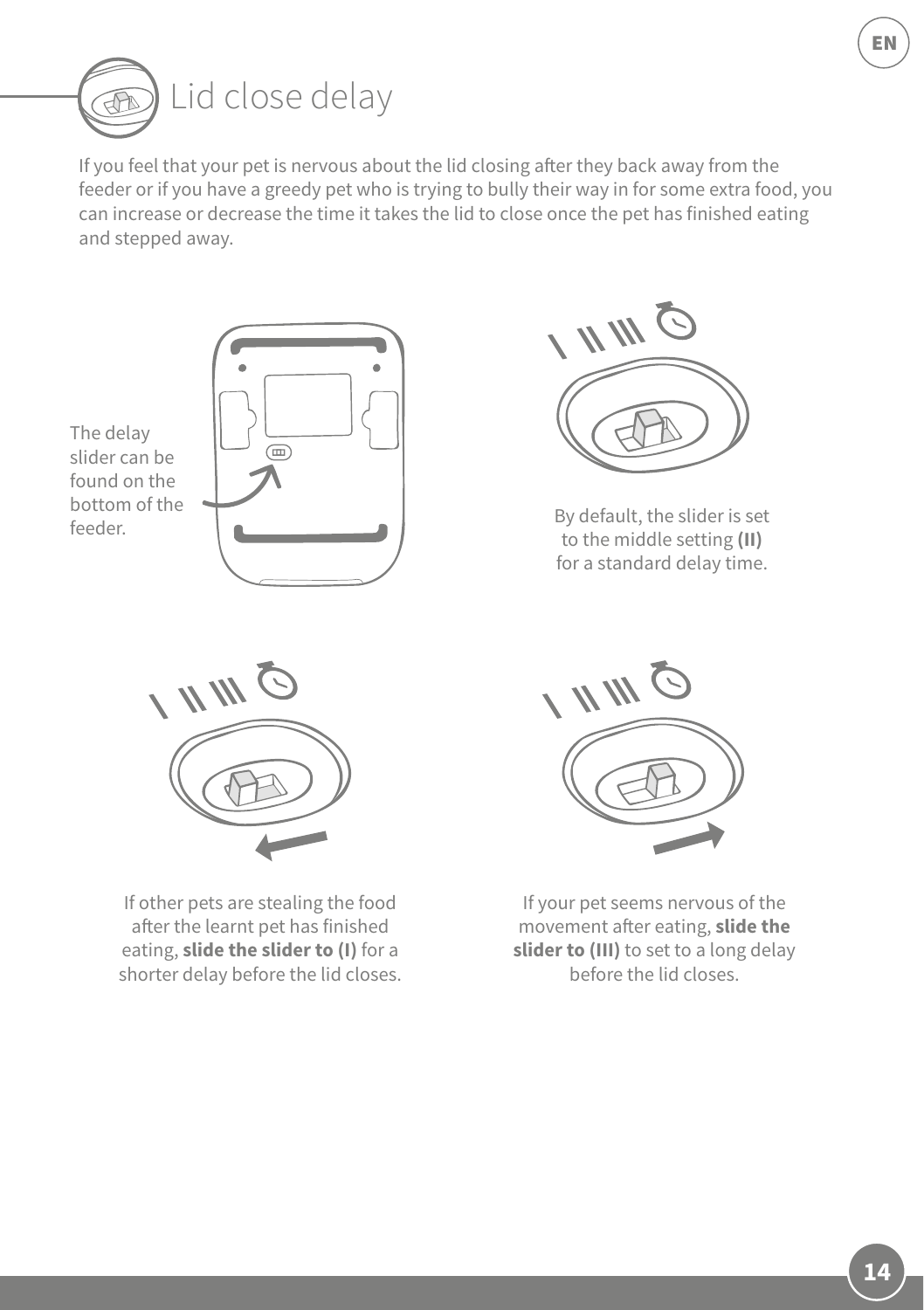# Lid close delay

If you feel that your pet is nervous about the lid closing after they back away from the feeder or if you have a greedy pet who is trying to bully their way in for some extra food, you can increase or decrease the time it takes the lid to close once the pet has finished eating and stepped away.

The delay slider can be found on the bottom of the feeder.

By default, the slider is set to the middle setting **(II)** for a standard delay time.

If other pets are stealing the food after the learnt pet has finished eating, **slide the slider to (I)** for a shorter delay before the lid closes.

If your pet seems nervous of the movement after eating, **slide the slider to (III)** to set to a long delay before the lid closes.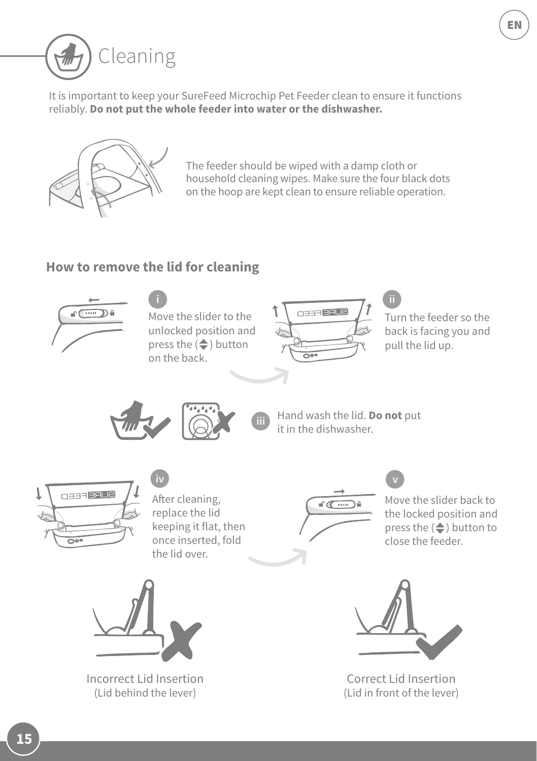# Cleaning

It is important to keep your SureFeed Microchip Pet Feeder clean to ensure it functions reliably. **Do not put the whole feeder into water or the dishwasher.**

The feeder should be wiped with a damp cloth or household cleaning wipes. Make sure the four black dots on the hoop are kept clean to ensure reliable operation.

## How to remove the lid for cleaning

i. Move the slider to the unlocked position and press the (⬍) button on the back.

ii. Turn the feeder so the back is facing you and pull the lid up.

iii. Hand wash the lid. **Do not** put it in the dishwasher.

iv. After cleaning, replace the lid keeping it flat, then once inserted, fold the lid over.

v. Move the slider back to the locked position and press the (⬍) button to close the feeder.

Incorrect Lid Insertion
(Lid behind the lever)

Correct Lid Insertion
(Lid in front of the lever)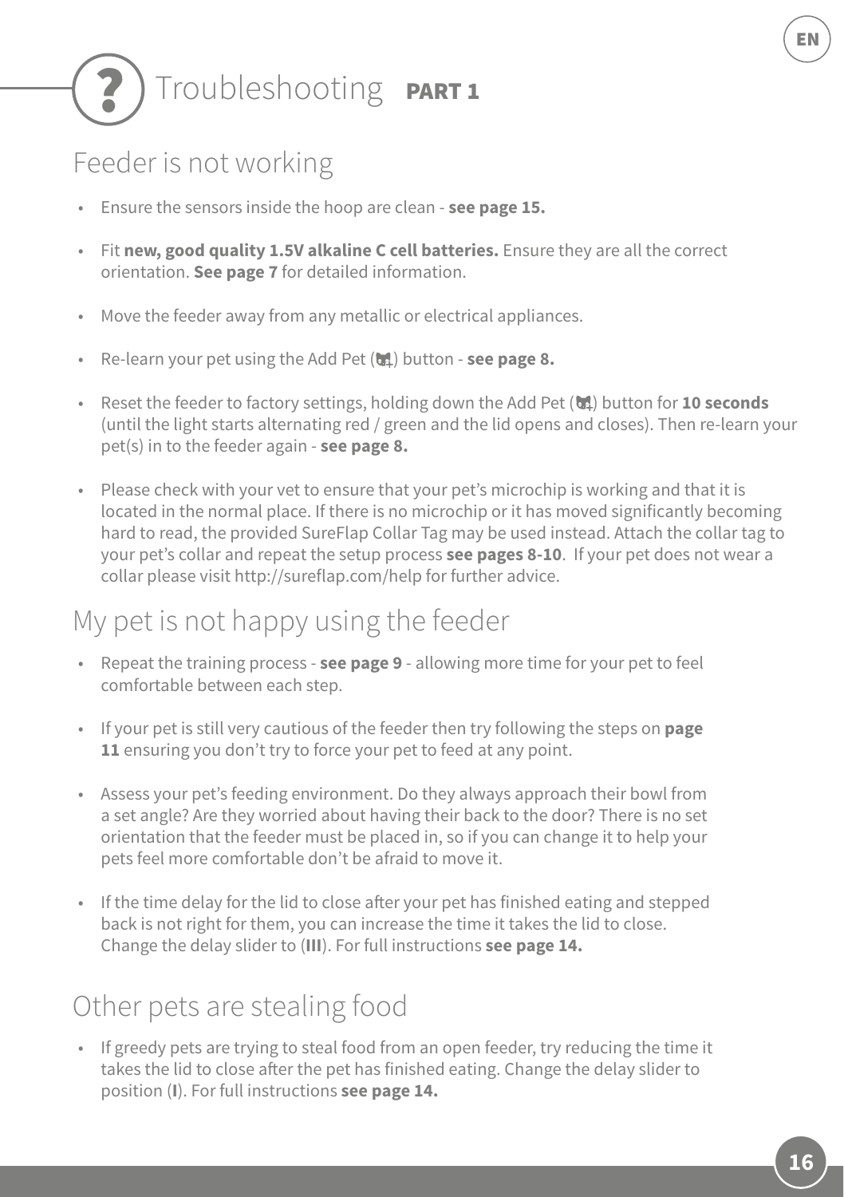# Troubleshooting PART 1

## Feeder is not working

- Ensure the sensors inside the hoop are clean - **see page 15.**
- Fit **new, good quality 1.5V alkaline C cell batteries.** Ensure they are all the correct orientation. **See page 7** for detailed information.
- Move the feeder away from any metallic or electrical appliances.
- Re-learn your pet using the Add Pet ( ) button - **see page 8.**
- Reset the feeder to factory settings, holding down the Add Pet ( ) button for **10 seconds** (until the light starts alternating red / green and the lid opens and closes). Then re-learn your pet(s) in to the feeder again - **see page 8.**
- Please check with your vet to ensure that your pet's microchip is working and that it is located in the normal place. If there is no microchip or it has moved significantly becoming hard to read, the provided SureFlap Collar Tag may be used instead. Attach the collar tag to your pet's collar and repeat the setup process **see pages 8-10**. If your pet does not wear a collar please visit http://sureflap.com/help for further advice.

## My pet is not happy using the feeder

- Repeat the training process - **see page 9** - allowing more time for your pet to feel comfortable between each step.
- If your pet is still very cautious of the feeder then try following the steps on **page 11** ensuring you don't try to force your pet to feed at any point.
- Assess your pet's feeding environment. Do they always approach their bowl from a set angle? Are they worried about having their back to the door? There is no set orientation that the feeder must be placed in, so if you can change it to help your pets feel more comfortable don't be afraid to move it.
- If the time delay for the lid to close after your pet has finished eating and stepped back is not right for them, you can increase the time it takes the lid to close. Change the delay slider to (**III**). For full instructions **see page 14.**

## Other pets are stealing food

- If greedy pets are trying to steal food from an open feeder, try reducing the time it takes the lid to close after the pet has finished eating. Change the delay slider to position (**I**). For full instructions **see page 14.**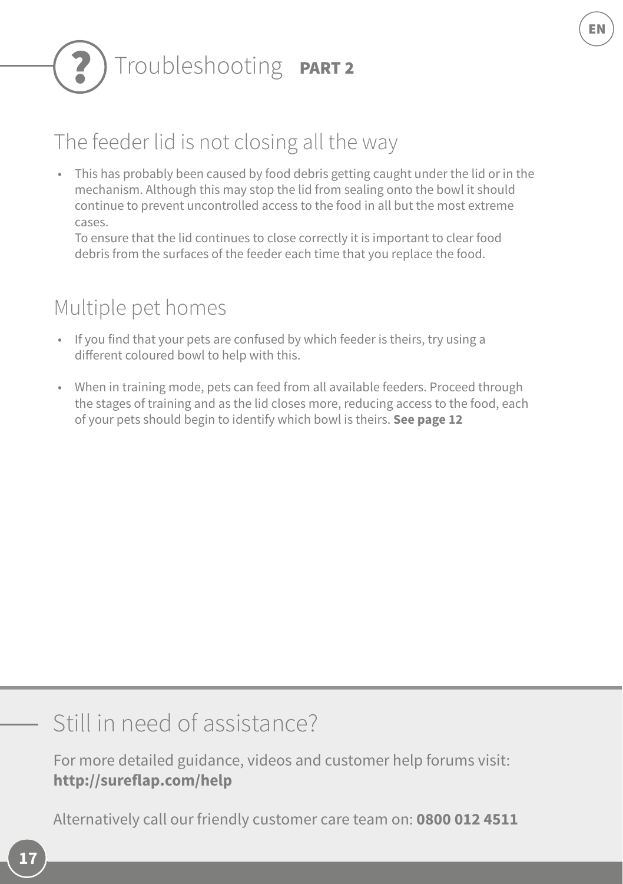# Troubleshooting **PART 2**

## The feeder lid is not closing all the way

- This has probably been caused by food debris getting caught under the lid or in the mechanism. Although this may stop the lid from sealing onto the bowl it should continue to prevent uncontrolled access to the food in all but the most extreme cases.
  To ensure that the lid continues to close correctly it is important to clear food debris from the surfaces of the feeder each time that you replace the food.

## Multiple pet homes

- If you find that your pets are confused by which feeder is theirs, try using a different coloured bowl to help with this.

- When in training mode, pets can feed from all available feeders. Proceed through the stages of training and as the lid closes more, reducing access to the food, each of your pets should begin to identify which bowl is theirs. **See page 12**

## Still in need of assistance?

For more detailed guidance, videos and customer help forums visit:
**http://sureflap.com/help**

Alternatively call our friendly customer care team on: **0800 012 4511**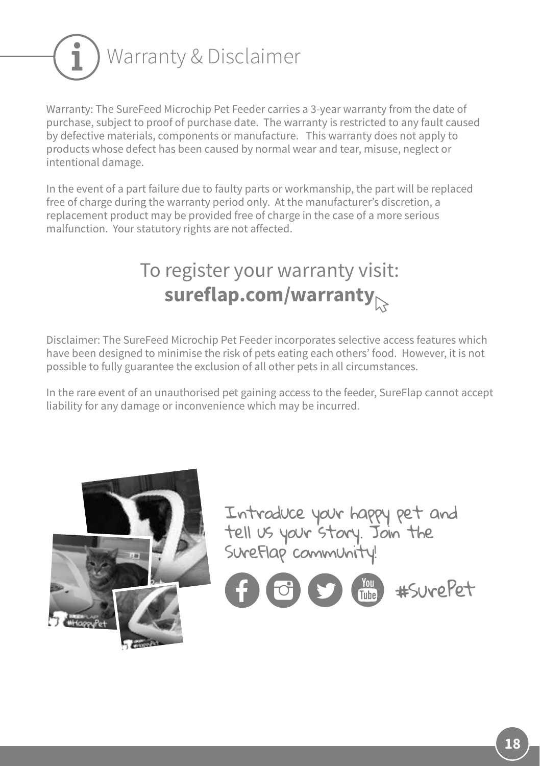# Warranty & Disclaimer

Warranty: The SureFeed Microchip Pet Feeder carries a 3-year warranty from the date of purchase, subject to proof of purchase date. The warranty is restricted to any fault caused by defective materials, components or manufacture. This warranty does not apply to products whose defect has been caused by normal wear and tear, misuse, neglect or intentional damage.

In the event of a part failure due to faulty parts or workmanship, the part will be replaced free of charge during the warranty period only. At the manufacturer's discretion, a replacement product may be provided free of charge in the case of a more serious malfunction. Your statutory rights are not affected.

To register your warranty visit:
**sureflap.com/warranty**

Disclaimer: The SureFeed Microchip Pet Feeder incorporates selective access features which have been designed to minimise the risk of pets eating each others' food. However, it is not possible to fully guarantee the exclusion of all other pets in all circumstances.

In the rare event of an unauthorised pet gaining access to the feeder, SureFlap cannot accept liability for any damage or inconvenience which may be incurred.

Introduce your happy pet and tell us your story. Join the SureFlap community!

#SurePet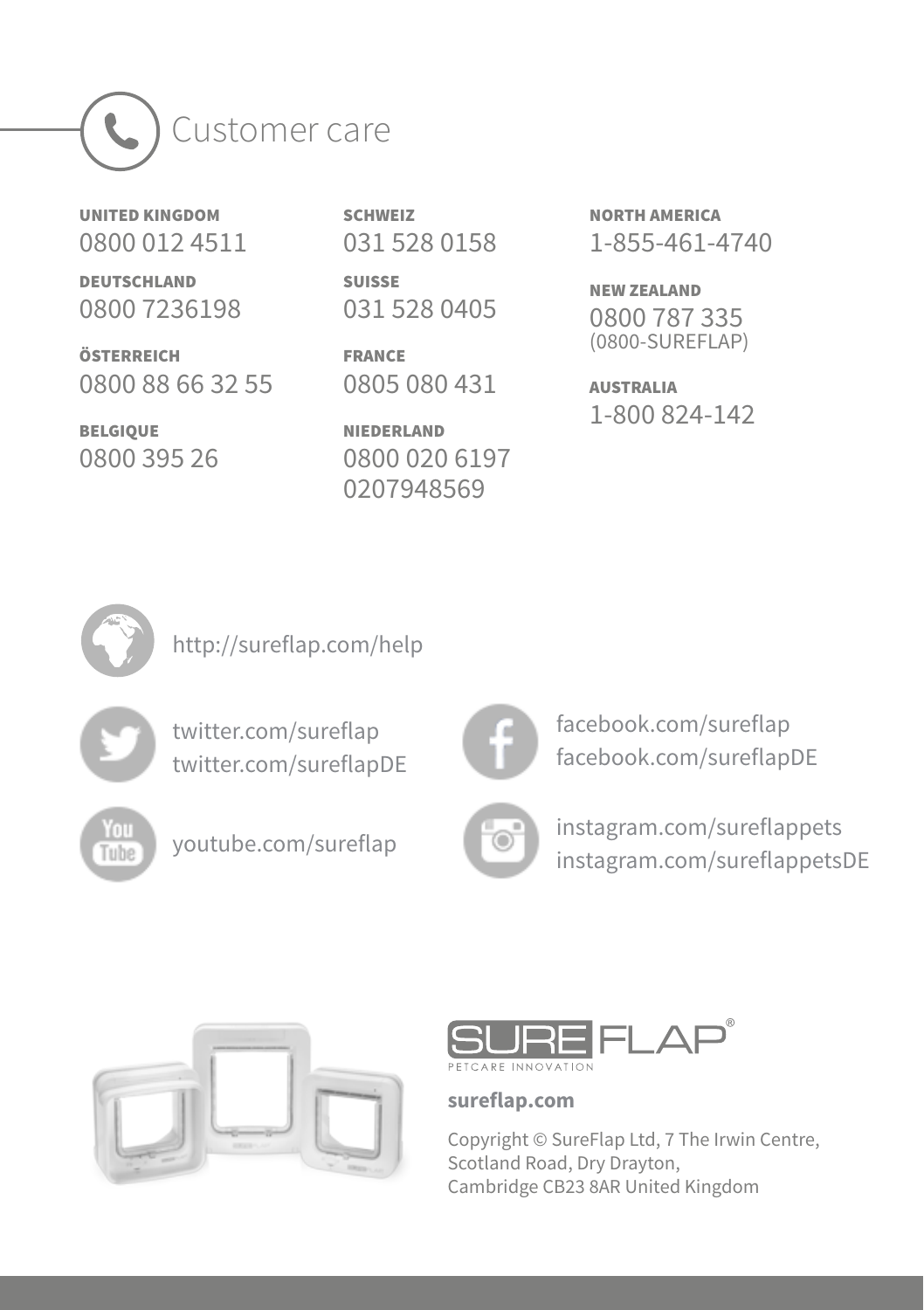# Customer care

**UNITED KINGDOM**
0800 012 4511

**DEUTSCHLAND**
0800 7236198

**ÖSTERREICH**
0800 88 66 32 55

**BELGIQUE**
0800 395 26

**SCHWEIZ**
031 528 0158

**SUISSE**
031 528 0405

**FRANCE**
0805 080 431

**NIEDERLAND**
0800 020 6197
0207948569

**NORTH AMERICA**
1-855-461-4740

**NEW ZEALAND**
0800 787 335
(0800-SUREFLAP)

**AUSTRALIA**
1-800 824-142

http://sureflap.com/help

twitter.com/sureflap
twitter.com/sureflapDE

facebook.com/sureflap
facebook.com/sureflapDE

youtube.com/sureflap

instagram.com/sureflappets
instagram.com/sureflappetsDE

SURE FLAP®
PETCARE INNOVATION

**sureflap.com**

Copyright © SureFlap Ltd, 7 The Irwin Centre,
Scotland Road, Dry Drayton,
Cambridge CB23 8AR United Kingdom